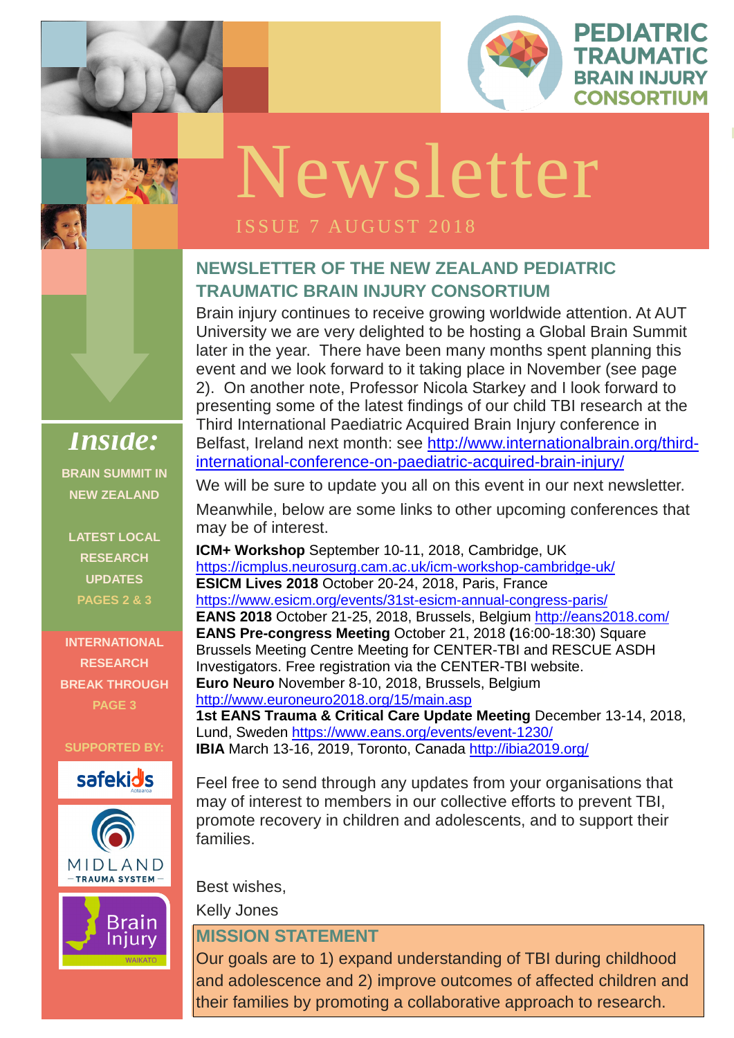# PEDIATRIC TRAUMATIC BRAIN INJURY CONSORTIUM

# Newsletter

ISSUE 7 AUGUST 2018

## NEWSLETTER OF THE NEW ZEALAND PEDIATRIC TRAUMATIC BRAIN INJURY CONSORTIUM

Brain injury continues to receive growing worldwide attention. At AUT University we are very delighted to be hosting a Global Brain Summit later in the year. There have been many months spent planning this event and we look forward to it taking place in November (see page 2). On another note, Professor Nicola Starkey and I look forward to presenting some of the latest findings of our child TBI research at the Third International Paediatric Acquired Brain Injury conference in Belfast, Ireland next month: see http://www.internationalbrain.org/third-international-conference-on-paediatric-acquired-brain-injury/

We will be sure to update you all on this event in our next newsletter.

Meanwhile, below are some links to other upcoming conferences that may be of interest.

**ICM+ Workshop** September 10-11, 2018, Cambridge, UK
https://icmplus.neurosurg.cam.ac.uk/icm-workshop-cambridge-uk/
**ESICM Lives 2018** October 20-24, 2018, Paris, France
https://www.esicm.org/events/31st-esicm-annual-congress-paris/
**EANS 2018** October 21-25, 2018, Brussels, Belgium http://eans2018.com/
**EANS Pre-congress Meeting** October 21, 2018 **(**16:00-18:30) Square Brussels Meeting Centre Meeting for CENTER-TBI and RESCUE ASDH Investigators. Free registration via the CENTER-TBI website.
**Euro Neuro** November 8-10, 2018, Brussels, Belgium
http://www.euroneuro2018.org/15/main.asp
**1st EANS Trauma & Critical Care Update Meeting** December 13-14, 2018, Lund, Sweden https://www.eans.org/events/event-1230/
**IBIA** March 13-16, 2019, Toronto, Canada http://ibia2019.org/

Feel free to send through any updates from your organisations that may of interest to members in our collective efforts to prevent TBI, promote recovery in children and adolescents, and to support their families.

Best wishes,

Kelly Jones

### MISSION STATEMENT

Our goals are to 1) expand understanding of TBI during childhood and adolescence and 2) improve outcomes of affected children and their families by promoting a collaborative approach to research.

---

## *Inside:*

BRAIN SUMMIT IN NEW ZEALAND

LATEST LOCAL RESEARCH UPDATES
PAGES 2 & 3

INTERNATIONAL RESEARCH BREAK THROUGH
PAGE 3

SUPPORTED BY:

safekids Aotearoa

MIDLAND TRAUMA SYSTEM

Brain Injury WAIKATO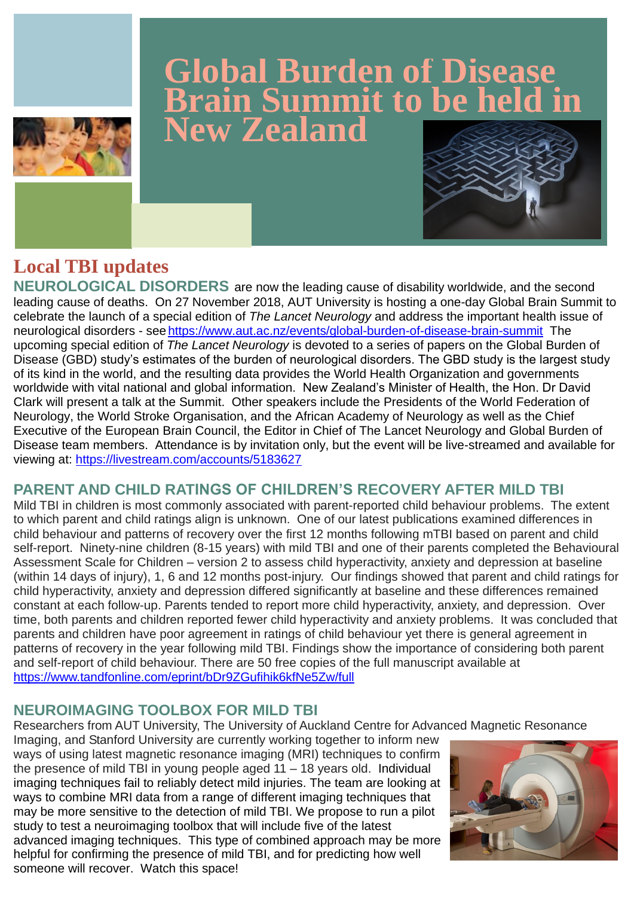# Global Burden of Disease Brain Summit to be held in New Zealand

## Local TBI updates

**NEUROLOGICAL DISORDERS** are now the leading cause of disability worldwide, and the second leading cause of deaths. On 27 November 2018, AUT University is hosting a one-day Global Brain Summit to celebrate the launch of a special edition of *The Lancet Neurology* and address the important health issue of neurological disorders - see https://www.aut.ac.nz/events/global-burden-of-disease-brain-summit The upcoming special edition of *The Lancet Neurology* is devoted to a series of papers on the Global Burden of Disease (GBD) study's estimates of the burden of neurological disorders. The GBD study is the largest study of its kind in the world, and the resulting data provides the World Health Organization and governments worldwide with vital national and global information. New Zealand's Minister of Health, the Hon. Dr David Clark will present a talk at the Summit. Other speakers include the Presidents of the World Federation of Neurology, the World Stroke Organisation, and the African Academy of Neurology as well as the Chief Executive of the European Brain Council, the Editor in Chief of The Lancet Neurology and Global Burden of Disease team members. Attendance is by invitation only, but the event will be live-streamed and available for viewing at: https://livestream.com/accounts/5183627

### PARENT AND CHILD RATINGS OF CHILDREN'S RECOVERY AFTER MILD TBI

Mild TBI in children is most commonly associated with parent-reported child behaviour problems. The extent to which parent and child ratings align is unknown. One of our latest publications examined differences in child behaviour and patterns of recovery over the first 12 months following mTBI based on parent and child self-report. Ninety-nine children (8-15 years) with mild TBI and one of their parents completed the Behavioural Assessment Scale for Children – version 2 to assess child hyperactivity, anxiety and depression at baseline (within 14 days of injury), 1, 6 and 12 months post-injury. Our findings showed that parent and child ratings for child hyperactivity, anxiety and depression differed significantly at baseline and these differences remained constant at each follow-up. Parents tended to report more child hyperactivity, anxiety, and depression. Over time, both parents and children reported fewer child hyperactivity and anxiety problems. It was concluded that parents and children have poor agreement in ratings of child behaviour yet there is general agreement in patterns of recovery in the year following mild TBI. Findings show the importance of considering both parent and self-report of child behaviour. There are 50 free copies of the full manuscript available at https://www.tandfonline.com/eprint/bDr9ZGufihik6kfNe5Zw/full

### NEUROIMAGING TOOLBOX FOR MILD TBI

Researchers from AUT University, The University of Auckland Centre for Advanced Magnetic Resonance Imaging, and Stanford University are currently working together to inform new ways of using latest magnetic resonance imaging (MRI) techniques to confirm the presence of mild TBI in young people aged 11 – 18 years old. Individual imaging techniques fail to reliably detect mild injuries. The team are looking at ways to combine MRI data from a range of different imaging techniques that may be more sensitive to the detection of mild TBI. We propose to run a pilot study to test a neuroimaging toolbox that will include five of the latest advanced imaging techniques. This type of combined approach may be more helpful for confirming the presence of mild TBI, and for predicting how well someone will recover. Watch this space!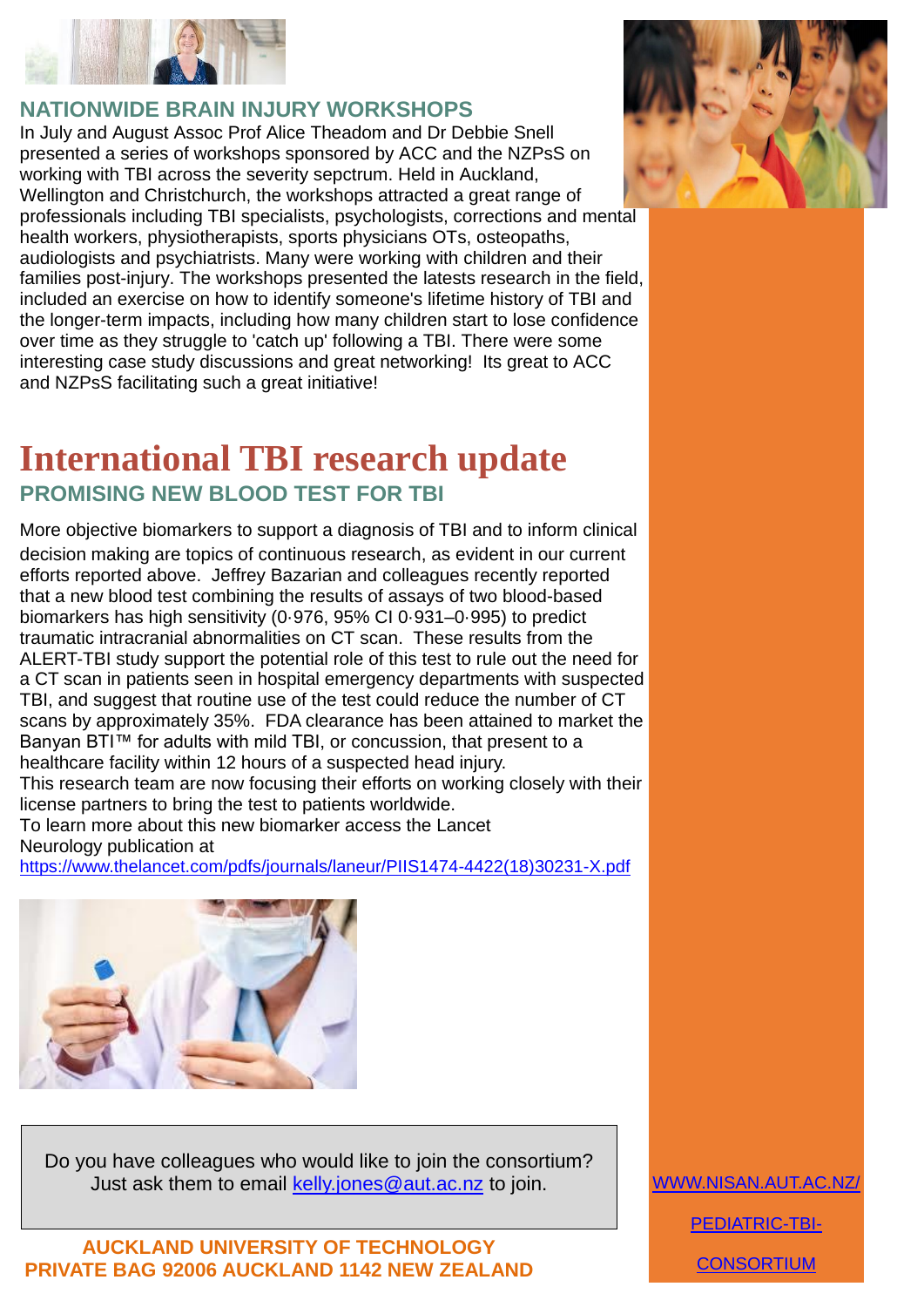### NATIONWIDE BRAIN INJURY WORKSHOPS

In July and August Assoc Prof Alice Theadom and Dr Debbie Snell presented a series of workshops sponsored by ACC and the NZPsS on working with TBI across the severity sepctrum. Held in Auckland, Wellington and Christchurch, the workshops attracted a great range of professionals including TBI specialists, psychologists, corrections and mental health workers, physiotherapists, sports physicians OTs, osteopaths, audiologists and psychiatrists. Many were working with children and their families post-injury. The workshops presented the latests research in the field, included an exercise on how to identify someone's lifetime history of TBI and the longer-term impacts, including how many children start to lose confidence over time as they struggle to 'catch up' following a TBI. There were some interesting case study discussions and great networking! Its great to ACC and NZPsS facilitating such a great initiative!

# International TBI research update

### PROMISING NEW BLOOD TEST FOR TBI

More objective biomarkers to support a diagnosis of TBI and to inform clinical decision making are topics of continuous research, as evident in our current efforts reported above. Jeffrey Bazarian and colleagues recently reported that a new blood test combining the results of assays of two blood-based biomarkers has high sensitivity (0·976, 95% CI 0·931–0·995) to predict traumatic intracranial abnormalities on CT scan. These results from the ALERT-TBI study support the potential role of this test to rule out the need for a CT scan in patients seen in hospital emergency departments with suspected TBI, and suggest that routine use of the test could reduce the number of CT scans by approximately 35%. FDA clearance has been attained to market the Banyan BTI™ for adults with mild TBI, or concussion, that present to a healthcare facility within 12 hours of a suspected head injury.

This research team are now focusing their efforts on working closely with their license partners to bring the test to patients worldwide.

To learn more about this new biomarker access the Lancet Neurology publication at https://www.thelancet.com/pdfs/journals/laneur/PIIS1474-4422(18)30231-X.pdf

Do you have colleagues who would like to join the consortium? Just ask them to email kelly.jones@aut.ac.nz to join.

**AUCKLAND UNIVERSITY OF TECHNOLOGY**
**PRIVATE BAG 92006 AUCKLAND 1142 NEW ZEALAND**

WWW.NISAN.AUT.AC.NZ/PEDIATRIC-TBI-CONSORTIUM